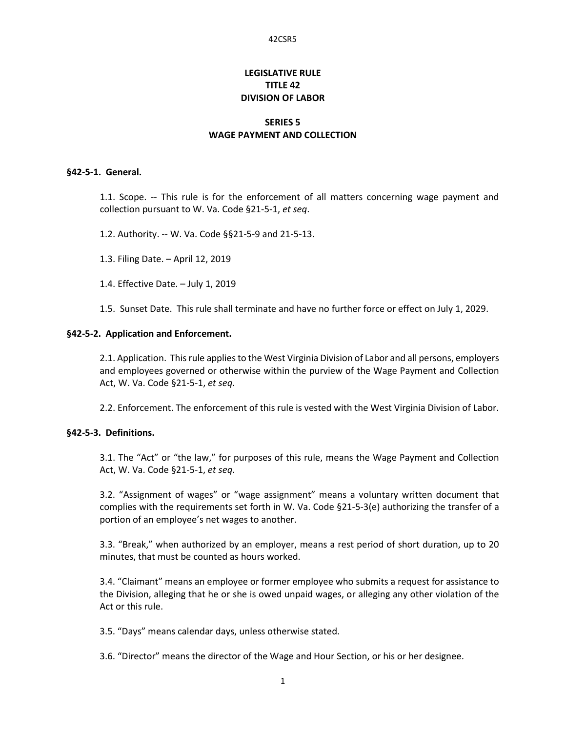# LEGISLATIVE RULE
# TITLE 42
# DIVISION OF LABOR

## SERIES 5
## WAGE PAYMENT AND COLLECTION

### §42-5-1. General.

1.1. Scope. -- This rule is for the enforcement of all matters concerning wage payment and collection pursuant to W. Va. Code §21-5-1, *et seq*.

1.2. Authority. -- W. Va. Code §§21-5-9 and 21-5-13.

1.3. Filing Date. – April 12, 2019

1.4. Effective Date. – July 1, 2019

1.5. Sunset Date. This rule shall terminate and have no further force or effect on July 1, 2029.

### §42-5-2. Application and Enforcement.

2.1. Application. This rule applies to the West Virginia Division of Labor and all persons, employers and employees governed or otherwise within the purview of the Wage Payment and Collection Act, W. Va. Code §21-5-1, *et seq*.

2.2. Enforcement. The enforcement of this rule is vested with the West Virginia Division of Labor.

### §42-5-3. Definitions.

3.1. The "Act" or "the law," for purposes of this rule, means the Wage Payment and Collection Act, W. Va. Code §21-5-1, *et seq*.

3.2. "Assignment of wages" or "wage assignment" means a voluntary written document that complies with the requirements set forth in W. Va. Code §21-5-3(e) authorizing the transfer of a portion of an employee's net wages to another.

3.3. "Break," when authorized by an employer, means a rest period of short duration, up to 20 minutes, that must be counted as hours worked.

3.4. "Claimant" means an employee or former employee who submits a request for assistance to the Division, alleging that he or she is owed unpaid wages, or alleging any other violation of the Act or this rule.

3.5. "Days" means calendar days, unless otherwise stated.

3.6. "Director" means the director of the Wage and Hour Section, or his or her designee.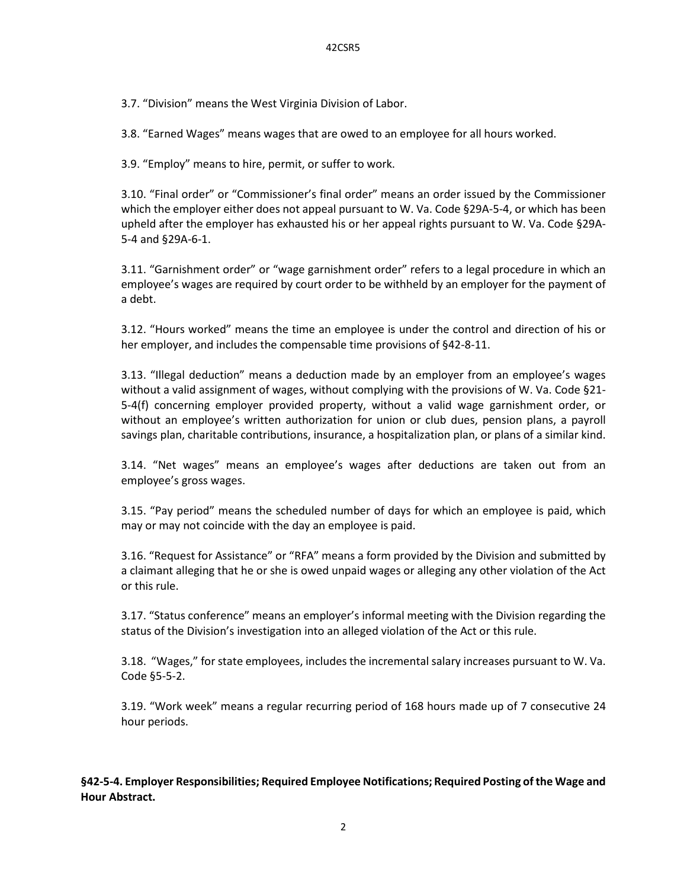3.7. "Division" means the West Virginia Division of Labor.

3.8. "Earned Wages" means wages that are owed to an employee for all hours worked.

3.9. "Employ" means to hire, permit, or suffer to work.

3.10. "Final order" or "Commissioner's final order" means an order issued by the Commissioner which the employer either does not appeal pursuant to W. Va. Code §29A-5-4, or which has been upheld after the employer has exhausted his or her appeal rights pursuant to W. Va. Code §29A-5-4 and §29A-6-1.

3.11. "Garnishment order" or "wage garnishment order" refers to a legal procedure in which an employee's wages are required by court order to be withheld by an employer for the payment of a debt.

3.12. "Hours worked" means the time an employee is under the control and direction of his or her employer, and includes the compensable time provisions of §42-8-11.

3.13. "Illegal deduction" means a deduction made by an employer from an employee's wages without a valid assignment of wages, without complying with the provisions of W. Va. Code §21-5-4(f) concerning employer provided property, without a valid wage garnishment order, or without an employee's written authorization for union or club dues, pension plans, a payroll savings plan, charitable contributions, insurance, a hospitalization plan, or plans of a similar kind.

3.14. "Net wages" means an employee's wages after deductions are taken out from an employee's gross wages.

3.15. "Pay period" means the scheduled number of days for which an employee is paid, which may or may not coincide with the day an employee is paid.

3.16. "Request for Assistance" or "RFA" means a form provided by the Division and submitted by a claimant alleging that he or she is owed unpaid wages or alleging any other violation of the Act or this rule.

3.17. "Status conference" means an employer's informal meeting with the Division regarding the status of the Division's investigation into an alleged violation of the Act or this rule.

3.18. "Wages," for state employees, includes the incremental salary increases pursuant to W. Va. Code §5-5-2.

3.19. "Work week" means a regular recurring period of 168 hours made up of 7 consecutive 24 hour periods.

**§42-5-4. Employer Responsibilities; Required Employee Notifications; Required Posting of the Wage and Hour Abstract.**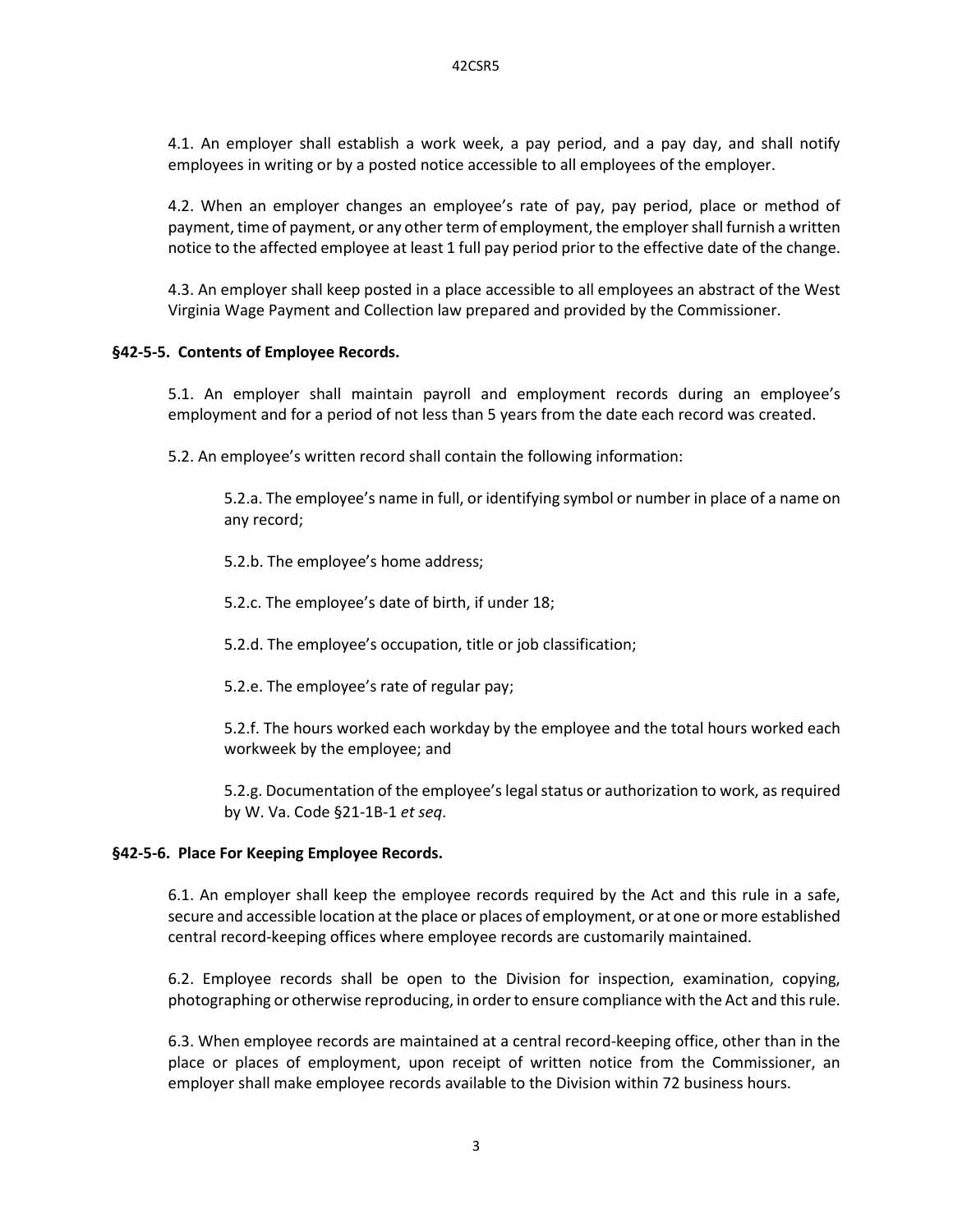4.1. An employer shall establish a work week, a pay period, and a pay day, and shall notify employees in writing or by a posted notice accessible to all employees of the employer.

4.2. When an employer changes an employee's rate of pay, pay period, place or method of payment, time of payment, or any other term of employment, the employer shall furnish a written notice to the affected employee at least 1 full pay period prior to the effective date of the change.

4.3. An employer shall keep posted in a place accessible to all employees an abstract of the West Virginia Wage Payment and Collection law prepared and provided by the Commissioner.

**§42-5-5. Contents of Employee Records.**

5.1. An employer shall maintain payroll and employment records during an employee's employment and for a period of not less than 5 years from the date each record was created.

5.2. An employee's written record shall contain the following information:

5.2.a. The employee's name in full, or identifying symbol or number in place of a name on any record;

5.2.b. The employee's home address;

5.2.c. The employee's date of birth, if under 18;

5.2.d. The employee's occupation, title or job classification;

5.2.e. The employee's rate of regular pay;

5.2.f. The hours worked each workday by the employee and the total hours worked each workweek by the employee; and

5.2.g. Documentation of the employee's legal status or authorization to work, as required by W. Va. Code §21-1B-1 *et seq*.

**§42-5-6. Place For Keeping Employee Records.**

6.1. An employer shall keep the employee records required by the Act and this rule in a safe, secure and accessible location at the place or places of employment, or at one or more established central record-keeping offices where employee records are customarily maintained.

6.2. Employee records shall be open to the Division for inspection, examination, copying, photographing or otherwise reproducing, in order to ensure compliance with the Act and this rule.

6.3. When employee records are maintained at a central record-keeping office, other than in the place or places of employment, upon receipt of written notice from the Commissioner, an employer shall make employee records available to the Division within 72 business hours.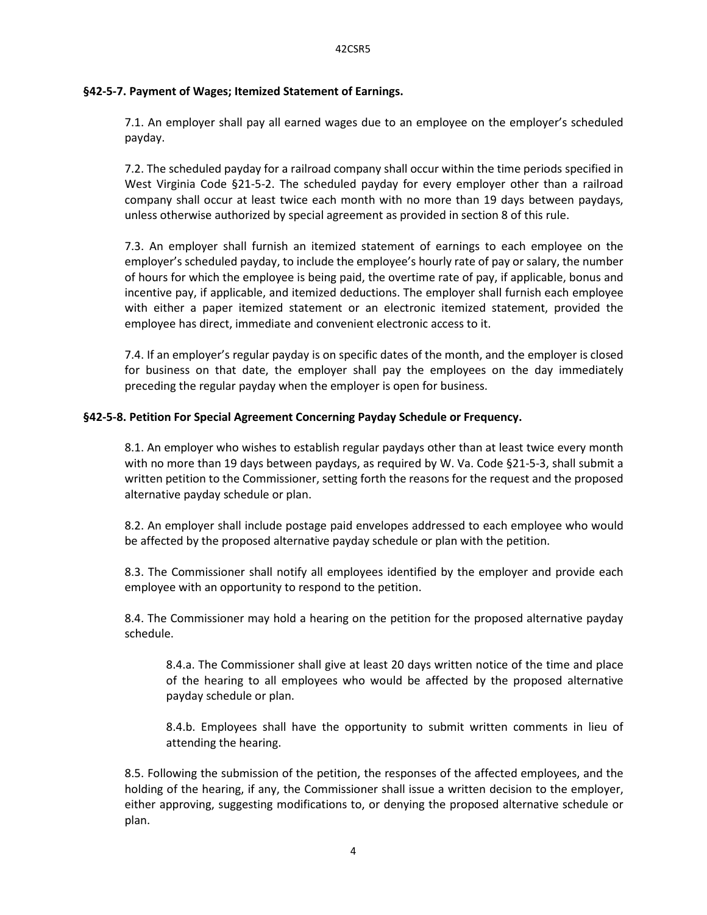### §42-5-7. Payment of Wages; Itemized Statement of Earnings.

7.1. An employer shall pay all earned wages due to an employee on the employer's scheduled payday.

7.2. The scheduled payday for a railroad company shall occur within the time periods specified in West Virginia Code §21-5-2. The scheduled payday for every employer other than a railroad company shall occur at least twice each month with no more than 19 days between paydays, unless otherwise authorized by special agreement as provided in section 8 of this rule.

7.3. An employer shall furnish an itemized statement of earnings to each employee on the employer's scheduled payday, to include the employee's hourly rate of pay or salary, the number of hours for which the employee is being paid, the overtime rate of pay, if applicable, bonus and incentive pay, if applicable, and itemized deductions. The employer shall furnish each employee with either a paper itemized statement or an electronic itemized statement, provided the employee has direct, immediate and convenient electronic access to it.

7.4. If an employer's regular payday is on specific dates of the month, and the employer is closed for business on that date, the employer shall pay the employees on the day immediately preceding the regular payday when the employer is open for business.

### §42-5-8. Petition For Special Agreement Concerning Payday Schedule or Frequency.

8.1. An employer who wishes to establish regular paydays other than at least twice every month with no more than 19 days between paydays, as required by W. Va. Code §21-5-3, shall submit a written petition to the Commissioner, setting forth the reasons for the request and the proposed alternative payday schedule or plan.

8.2. An employer shall include postage paid envelopes addressed to each employee who would be affected by the proposed alternative payday schedule or plan with the petition.

8.3. The Commissioner shall notify all employees identified by the employer and provide each employee with an opportunity to respond to the petition.

8.4. The Commissioner may hold a hearing on the petition for the proposed alternative payday schedule.

8.4.a. The Commissioner shall give at least 20 days written notice of the time and place of the hearing to all employees who would be affected by the proposed alternative payday schedule or plan.

8.4.b. Employees shall have the opportunity to submit written comments in lieu of attending the hearing.

8.5. Following the submission of the petition, the responses of the affected employees, and the holding of the hearing, if any, the Commissioner shall issue a written decision to the employer, either approving, suggesting modifications to, or denying the proposed alternative schedule or plan.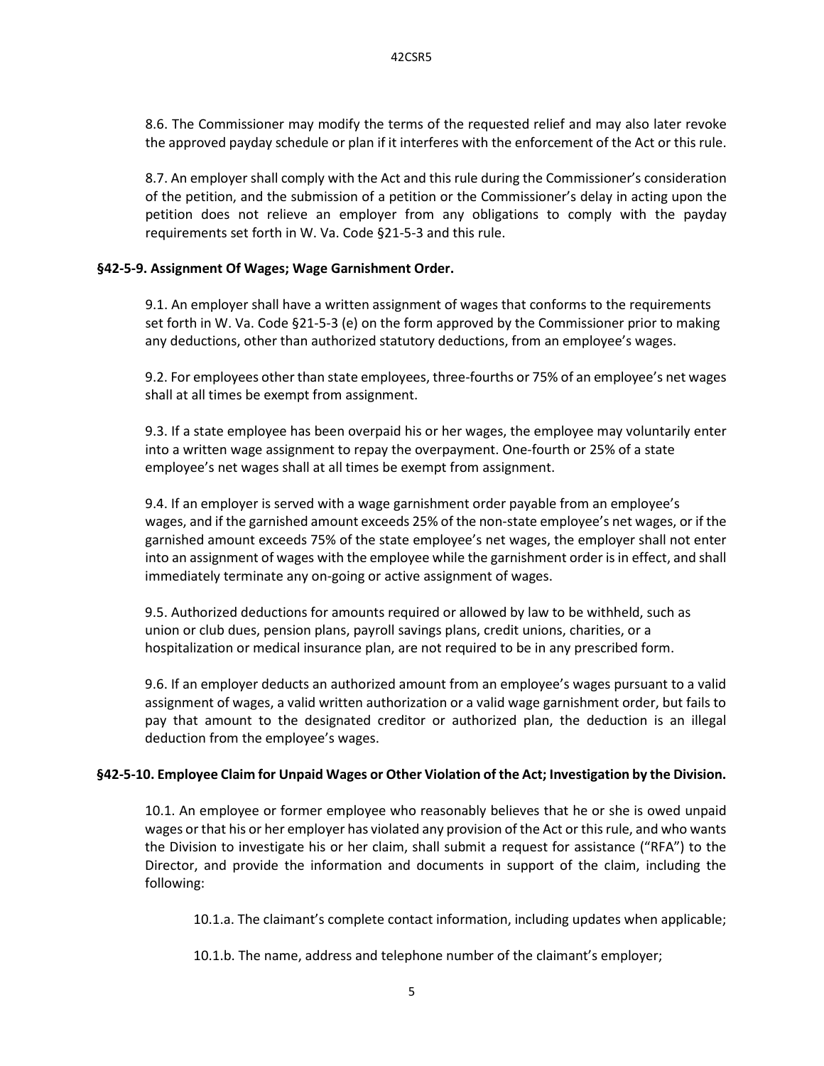8.6. The Commissioner may modify the terms of the requested relief and may also later revoke the approved payday schedule or plan if it interferes with the enforcement of the Act or this rule.

8.7. An employer shall comply with the Act and this rule during the Commissioner's consideration of the petition, and the submission of a petition or the Commissioner's delay in acting upon the petition does not relieve an employer from any obligations to comply with the payday requirements set forth in W. Va. Code §21-5-3 and this rule.

**§42-5-9. Assignment Of Wages; Wage Garnishment Order.**

9.1. An employer shall have a written assignment of wages that conforms to the requirements set forth in W. Va. Code §21-5-3 (e) on the form approved by the Commissioner prior to making any deductions, other than authorized statutory deductions, from an employee's wages.

9.2. For employees other than state employees, three-fourths or 75% of an employee's net wages shall at all times be exempt from assignment.

9.3. If a state employee has been overpaid his or her wages, the employee may voluntarily enter into a written wage assignment to repay the overpayment. One-fourth or 25% of a state employee's net wages shall at all times be exempt from assignment.

9.4. If an employer is served with a wage garnishment order payable from an employee's wages, and if the garnished amount exceeds 25% of the non-state employee's net wages, or if the garnished amount exceeds 75% of the state employee's net wages, the employer shall not enter into an assignment of wages with the employee while the garnishment order is in effect, and shall immediately terminate any on-going or active assignment of wages.

9.5. Authorized deductions for amounts required or allowed by law to be withheld, such as union or club dues, pension plans, payroll savings plans, credit unions, charities, or a hospitalization or medical insurance plan, are not required to be in any prescribed form.

9.6. If an employer deducts an authorized amount from an employee's wages pursuant to a valid assignment of wages, a valid written authorization or a valid wage garnishment order, but fails to pay that amount to the designated creditor or authorized plan, the deduction is an illegal deduction from the employee's wages.

**§42-5-10. Employee Claim for Unpaid Wages or Other Violation of the Act; Investigation by the Division.**

10.1. An employee or former employee who reasonably believes that he or she is owed unpaid wages or that his or her employer has violated any provision of the Act or this rule, and who wants the Division to investigate his or her claim, shall submit a request for assistance ("RFA") to the Director, and provide the information and documents in support of the claim, including the following:

10.1.a. The claimant's complete contact information, including updates when applicable;

10.1.b. The name, address and telephone number of the claimant's employer;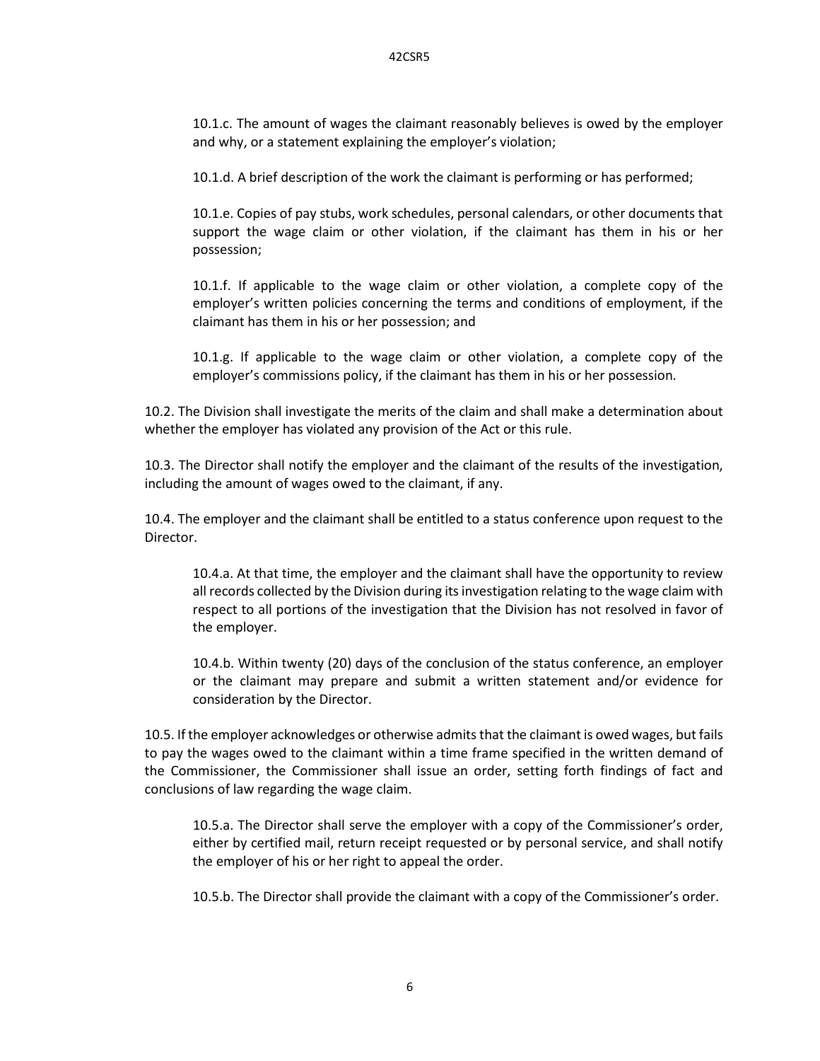10.1.c. The amount of wages the claimant reasonably believes is owed by the employer and why, or a statement explaining the employer's violation;

10.1.d. A brief description of the work the claimant is performing or has performed;

10.1.e. Copies of pay stubs, work schedules, personal calendars, or other documents that support the wage claim or other violation, if the claimant has them in his or her possession;

10.1.f. If applicable to the wage claim or other violation, a complete copy of the employer's written policies concerning the terms and conditions of employment, if the claimant has them in his or her possession; and

10.1.g. If applicable to the wage claim or other violation, a complete copy of the employer's commissions policy, if the claimant has them in his or her possession.

10.2. The Division shall investigate the merits of the claim and shall make a determination about whether the employer has violated any provision of the Act or this rule.

10.3. The Director shall notify the employer and the claimant of the results of the investigation, including the amount of wages owed to the claimant, if any.

10.4. The employer and the claimant shall be entitled to a status conference upon request to the Director.

10.4.a. At that time, the employer and the claimant shall have the opportunity to review all records collected by the Division during its investigation relating to the wage claim with respect to all portions of the investigation that the Division has not resolved in favor of the employer.

10.4.b. Within twenty (20) days of the conclusion of the status conference, an employer or the claimant may prepare and submit a written statement and/or evidence for consideration by the Director.

10.5. If the employer acknowledges or otherwise admits that the claimant is owed wages, but fails to pay the wages owed to the claimant within a time frame specified in the written demand of the Commissioner, the Commissioner shall issue an order, setting forth findings of fact and conclusions of law regarding the wage claim.

10.5.a. The Director shall serve the employer with a copy of the Commissioner's order, either by certified mail, return receipt requested or by personal service, and shall notify the employer of his or her right to appeal the order.

10.5.b. The Director shall provide the claimant with a copy of the Commissioner's order.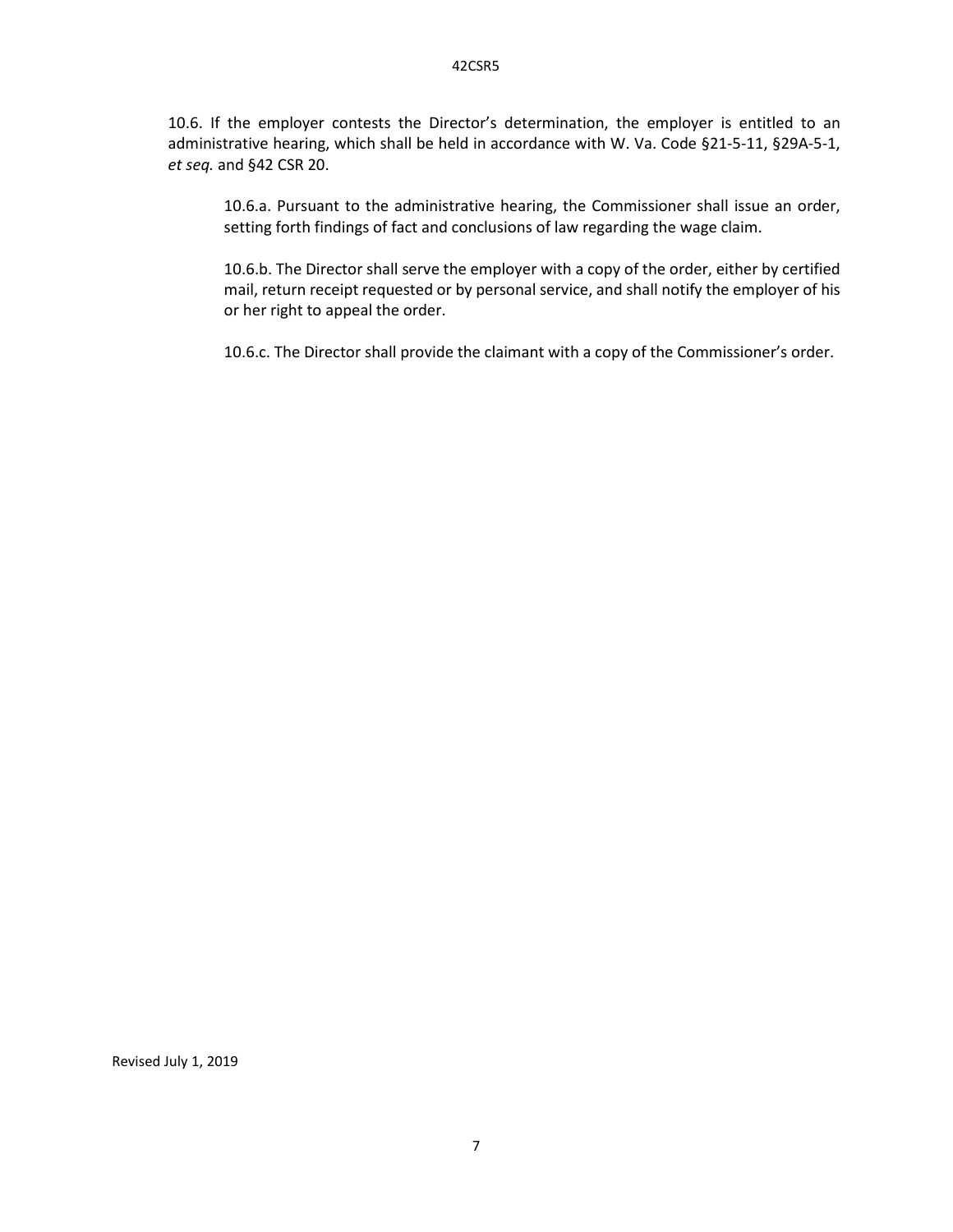10.6. If the employer contests the Director's determination, the employer is entitled to an administrative hearing, which shall be held in accordance with W. Va. Code §21-5-11, §29A-5-1, *et seq.* and §42 CSR 20.

10.6.a. Pursuant to the administrative hearing, the Commissioner shall issue an order, setting forth findings of fact and conclusions of law regarding the wage claim.

10.6.b. The Director shall serve the employer with a copy of the order, either by certified mail, return receipt requested or by personal service, and shall notify the employer of his or her right to appeal the order.

10.6.c. The Director shall provide the claimant with a copy of the Commissioner's order.

Revised July 1, 2019